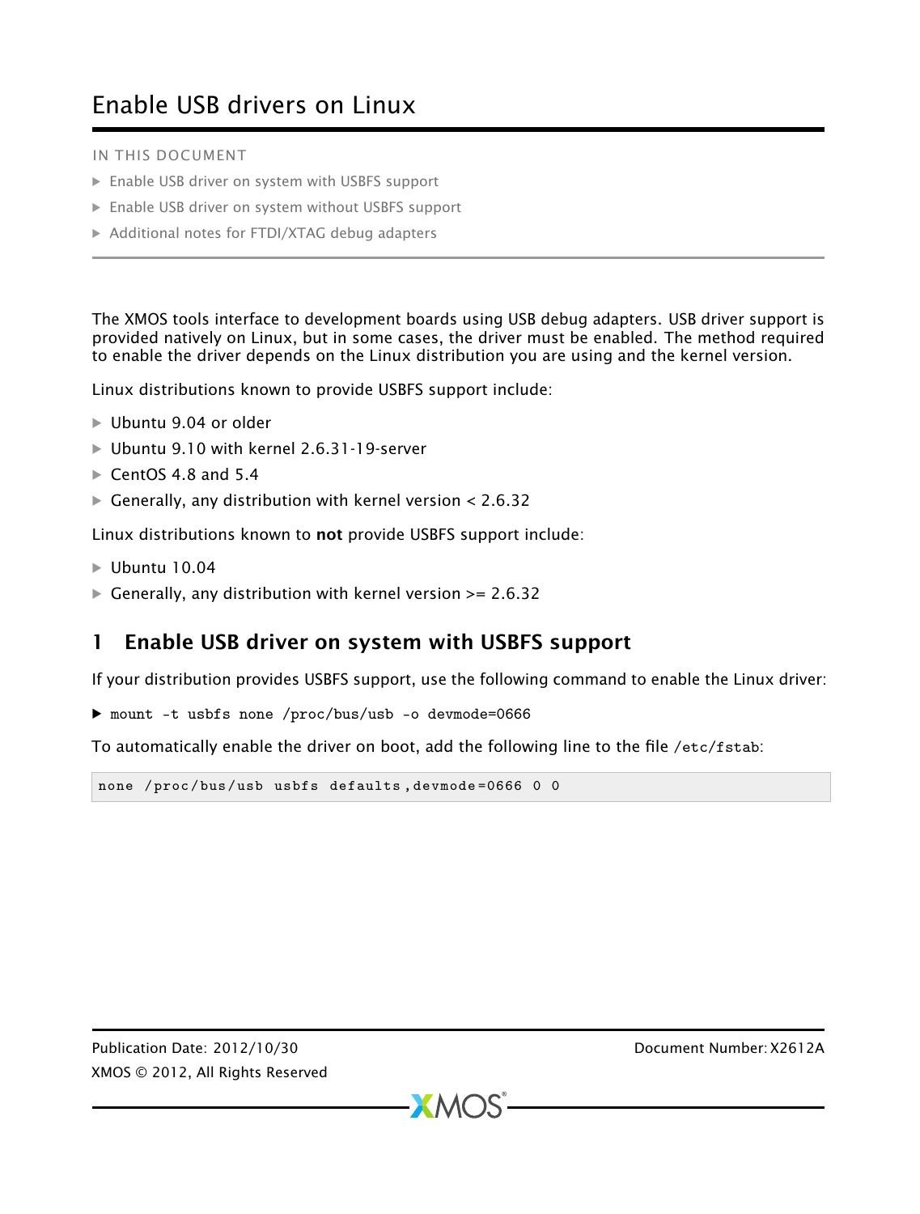# Enable USB drivers on Linux

IN THIS DOCUMENT

- Enable USB driver on system with USBFS support
- Enable USB driver on system without USBFS support
- Additional notes for FTDI/XTAG debug adapters

The XMOS tools interface to development boards using USB debug adapters. USB driver support is provided natively on Linux, but in some cases, the driver must be enabled. The method required to enable the driver depends on the Linux distribution you are using and the kernel version.

Linux distributions known to provide USBFS support include:

- Ubuntu 9.04 or older
- Ubuntu 9.10 with kernel 2.6.31-19-server
- CentOS 4.8 and 5.4
- Generally, any distribution with kernel version < 2.6.32

Linux distributions known to **not** provide USBFS support include:

- Ubuntu 10.04
- Generally, any distribution with kernel version >= 2.6.32

## 1 Enable USB driver on system with USBFS support

If your distribution provides USBFS support, use the following command to enable the Linux driver:

- `mount -t usbfs none /proc/bus/usb -o devmode=0666`

To automatically enable the driver on boot, add the following line to the file `/etc/fstab`:

```
none /proc/bus/usb usbfs defaults,devmode=0666 0 0
```

Publication Date: 2012/10/30
XMOS © 2012, All Rights Reserved
Document Number: X2612A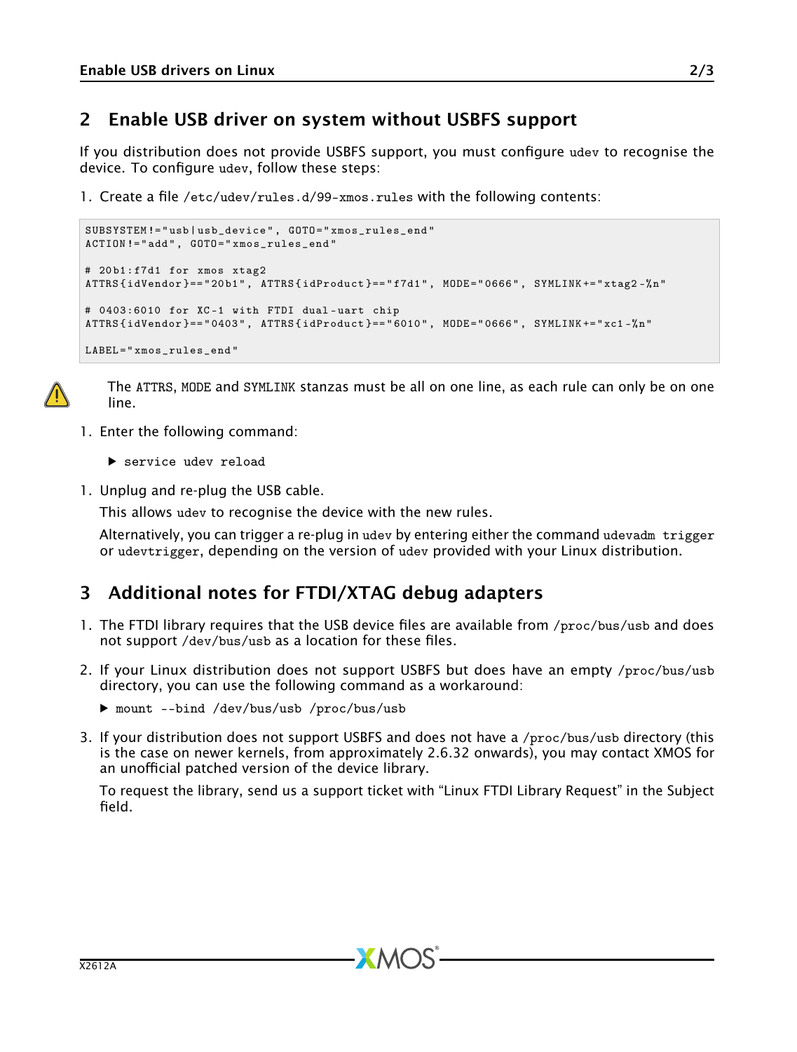## 2 Enable USB driver on system without USBFS support

If you distribution does not provide USBFS support, you must configure `udev` to recognise the device. To configure `udev`, follow these steps:

1. Create a file `/etc/udev/rules.d/99-xmos.rules` with the following contents:

```
SUBSYSTEM!="usb|usb_device", GOTO="xmos_rules_end"
ACTION!="add", GOTO="xmos_rules_end"

# 20b1:f7d1 for xmos xtag2
ATTRS{idVendor}=="20b1", ATTRS{idProduct}=="f7d1", MODE="0666", SYMLINK+="xtag2-%n"

# 0403:6010 for XC-1 with FTDI dual-uart chip
ATTRS{idVendor}=="0403", ATTRS{idProduct}=="6010", MODE="0666", SYMLINK+="xc1-%n"

LABEL="xmos_rules_end"
```

The `ATTRS`, `MODE` and `SYMLINK` stanzas must be all on one line, as each rule can only be on one line.

1. Enter the following command:
   - `service udev reload`
1. Unplug and re-plug the USB cable.

   This allows `udev` to recognise the device with the new rules.

   Alternatively, you can trigger a re-plug in `udev` by entering either the command `udevadm trigger` or `udevtrigger`, depending on the version of `udev` provided with your Linux distribution.

## 3 Additional notes for FTDI/XTAG debug adapters

1. The FTDI library requires that the USB device files are available from `/proc/bus/usb` and does not support `/dev/bus/usb` as a location for these files.
2. If your Linux distribution does not support USBFS but does have an empty `/proc/bus/usb` directory, you can use the following command as a workaround:
   - `mount --bind /dev/bus/usb /proc/bus/usb`
3. If your distribution does not support USBFS and does not have a `/proc/bus/usb` directory (this is the case on newer kernels, from approximately 2.6.32 onwards), you may contact XMOS for an unofficial patched version of the device library.

   To request the library, send us a support ticket with "Linux FTDI Library Request" in the Subject field.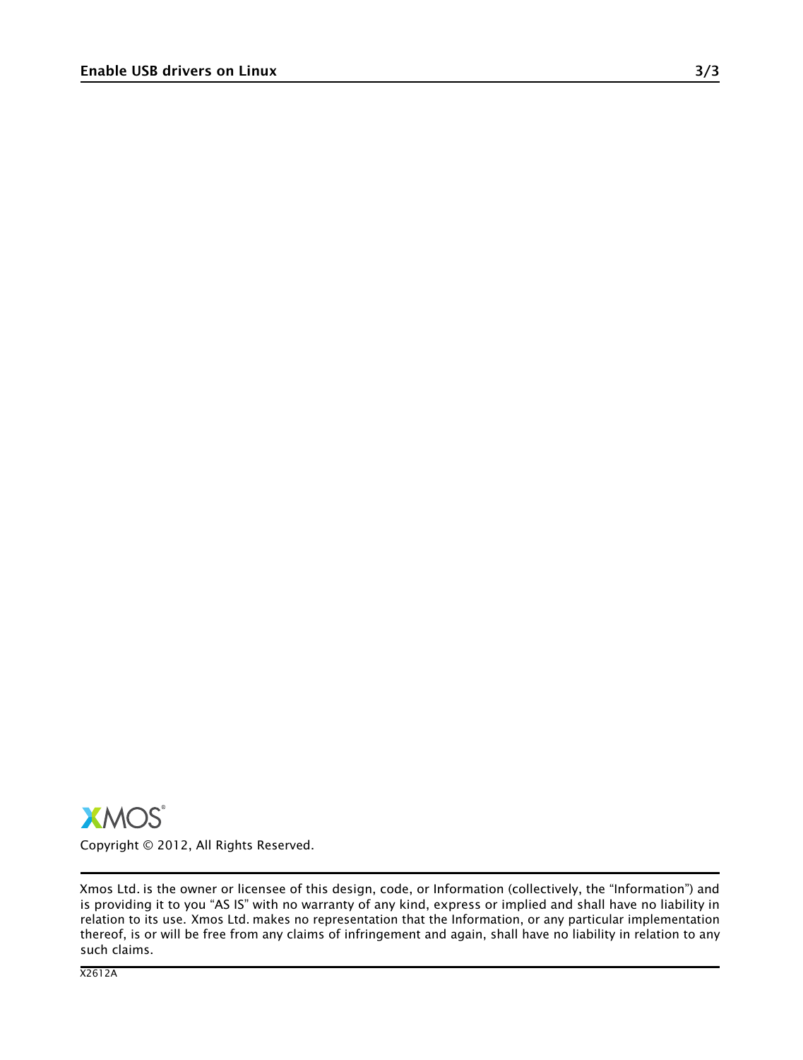XMOS

Copyright © 2012, All Rights Reserved.

---

Xmos Ltd. is the owner or licensee of this design, code, or Information (collectively, the “Information”) and is providing it to you “AS IS” with no warranty of any kind, express or implied and shall have no liability in relation to its use. Xmos Ltd. makes no representation that the Information, or any particular implementation thereof, is or will be free from any claims of infringement and again, shall have no liability in relation to any such claims.

---

X2612A